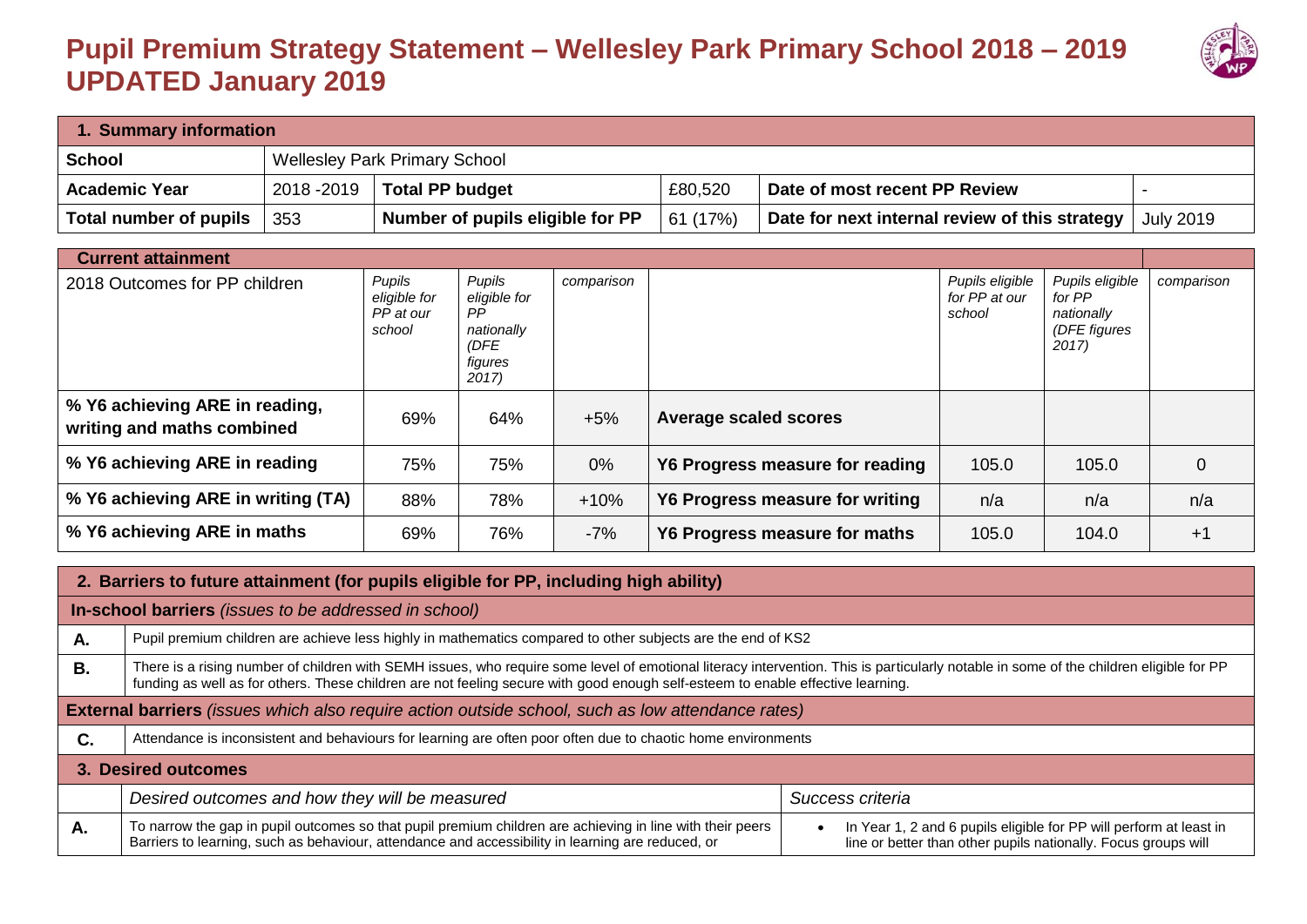# Pupil Premium Strategy Statement – Wellesley Park Primary School 2018 – 2019 UPDATED January 2019

| 1. Summary information | | | | | |
|---|---|---|---|---|---|
| **School** | Wellesley Park Primary School | | | | |
| **Academic Year** | 2018 -2019 | **Total PP budget** | £80,520 | **Date of most recent PP Review** | - |
| **Total number of pupils** | 353 | **Number of pupils eligible for PP** | 61 (17%) | **Date for next internal review of this strategy** | July 2019 |

| **Current attainment** | | | | | | | |
|---|---|---|---|---|---|---|---|
| 2018 Outcomes for PP children | *Pupils eligible for PP at our school* | *Pupils eligible for PP nationally (DFE figures 2017)* | *comparison* | | *Pupils eligible for PP at our school* | *Pupils eligible for PP nationally (DFE figures 2017)* | *comparison* |
| **% Y6 achieving ARE in reading, writing and maths combined** | 69% | 64% | +5% | **Average scaled scores** | | | |
| **% Y6 achieving ARE in reading** | 75% | 75% | 0% | **Y6 Progress measure for reading** | 105.0 | 105.0 | 0 |
| **% Y6 achieving ARE in writing (TA)** | 88% | 78% | +10% | **Y6 Progress measure for writing** | n/a | n/a | n/a |
| **% Y6 achieving ARE in maths** | 69% | 76% | -7% | **Y6 Progress measure for maths** | 105.0 | 104.0 | +1 |

| **2. Barriers to future attainment (for pupils eligible for PP, including high ability)** | |
|---|---|
| **In-school barriers** *(issues to be addressed in school)* | |
| **A.** | Pupil premium children are achieve less highly in mathematics compared to other subjects are the end of KS2 |
| **B.** | There is a rising number of children with SEMH issues, who require some level of emotional literacy intervention. This is particularly notable in some of the children eligible for PP funding as well as for others. These children are not feeling secure with good enough self-esteem to enable effective learning. |
| **External barriers** *(issues which also require action outside school, such as low attendance rates)* | |
| **C.** | Attendance is inconsistent and behaviours for learning are often poor often due to chaotic home environments |

| **3. Desired outcomes** | | |
|---|---|---|
| | *Desired outcomes and how they will be measured* | *Success criteria* |
| **A.** | To narrow the gap in pupil outcomes so that pupil premium children are achieving in line with their peers Barriers to learning, such as behaviour, attendance and accessibility in learning are reduced, or | • In Year 1, 2 and 6 pupils eligible for PP will perform at least in line or better than other pupils nationally. Focus groups will |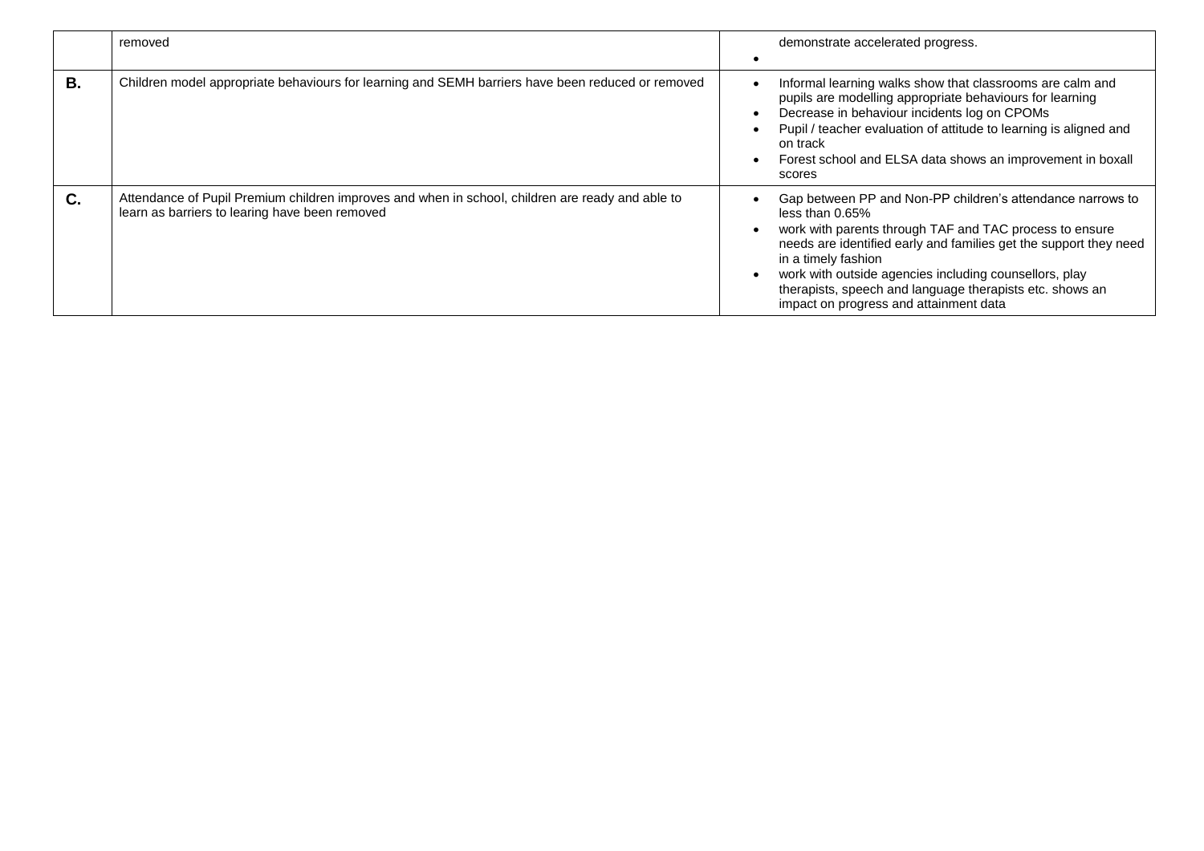|  | removed | <ul><li>demonstrate accelerated progress.</li><li></li></ul> |
|---|---|---|
| **B.** | Children model appropriate behaviours for learning and SEMH barriers have been reduced or removed | <ul><li>Informal learning walks show that classrooms are calm and pupils are modelling appropriate behaviours for learning</li><li>Decrease in behaviour incidents log on CPOMs</li><li>Pupil / teacher evaluation of attitude to learning is aligned and on track</li><li>Forest school and ELSA data shows an improvement in boxall scores</li></ul> |
| **C.** | Attendance of Pupil Premium children improves and when in school, children are ready and able to learn as barriers to learing have been removed | <ul><li>Gap between PP and Non-PP children's attendance narrows to less than 0.65%</li><li>work with parents through TAF and TAC process to ensure needs are identified early and families get the support they need in a timely fashion</li><li>work with outside agencies including counsellors, play therapists, speech and language therapists etc. shows an impact on progress and attainment data</li></ul> |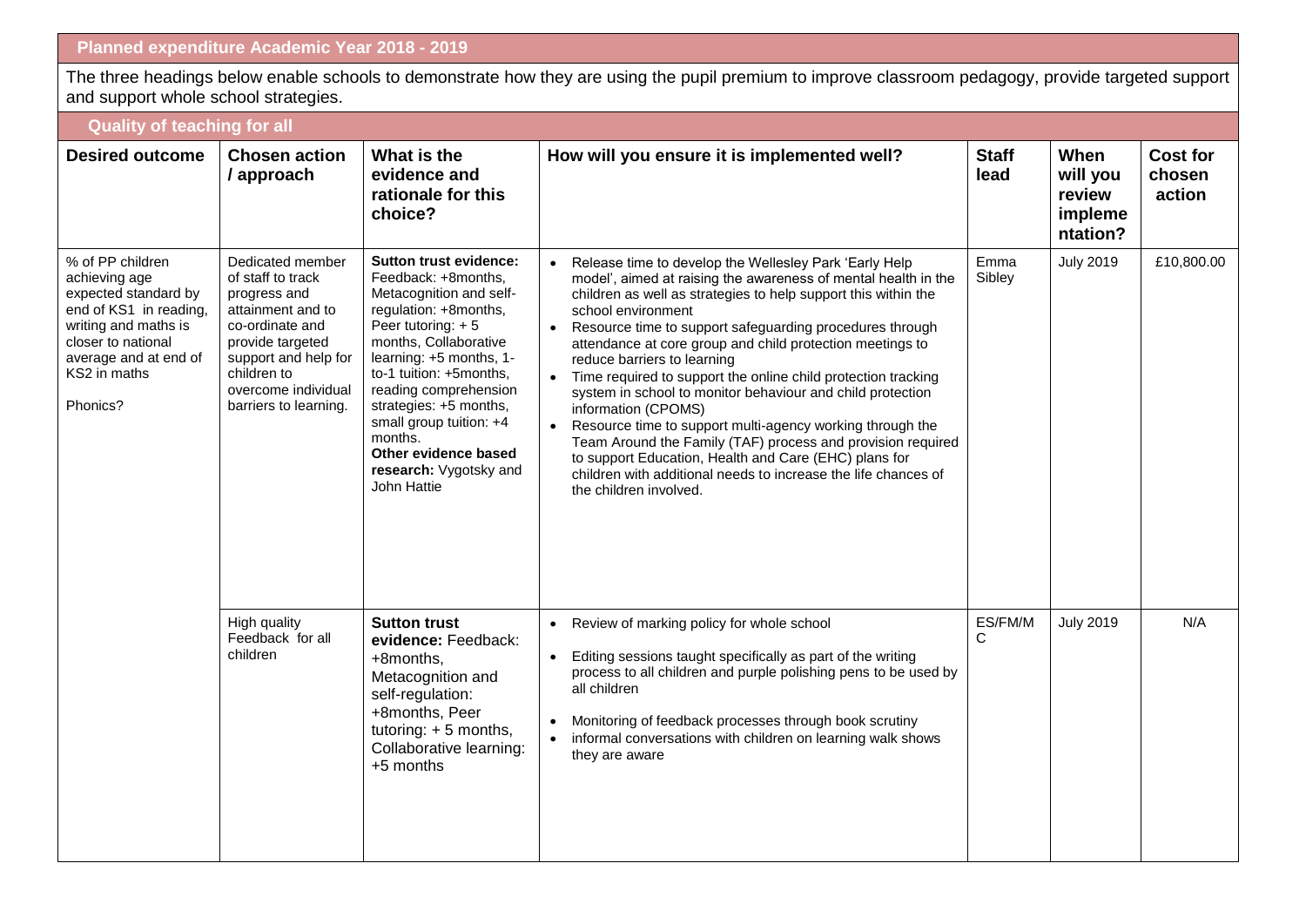## Planned expenditure Academic Year 2018 - 2019

The three headings below enable schools to demonstrate how they are using the pupil premium to improve classroom pedagogy, provide targeted support and support whole school strategies.

### Quality of teaching for all

| Desired outcome | Chosen action / approach | What is the evidence and rationale for this choice? | How will you ensure it is implemented well? | Staff lead | When will you review implementation? | Cost for chosen action |
|---|---|---|---|---|---|---|
| % of PP children achieving age expected standard by end of KS1 in reading, writing and maths is closer to national average and at end of KS2 in maths<br><br>Phonics? | Dedicated member of staff to track progress and attainment and to co-ordinate and provide targeted support and help for children to overcome individual barriers to learning. | **Sutton trust evidence:** Feedback: +8months, Metacognition and self-regulation: +8months, Peer tutoring: + 5 months, Collaborative learning: +5 months, 1-to-1 tuition: +5months, reading comprehension strategies: +5 months, small group tuition: +4 months.<br>**Other evidence based research:** Vygotsky and John Hattie | • Release time to develop the Wellesley Park 'Early Help model', aimed at raising the awareness of mental health in the children as well as strategies to help support this within the school environment<br>• Resource time to support safeguarding procedures through attendance at core group and child protection meetings to reduce barriers to learning<br>• Time required to support the online child protection tracking system in school to monitor behaviour and child protection information (CPOMS)<br>• Resource time to support multi-agency working through the Team Around the Family (TAF) process and provision required to support Education, Health and Care (EHC) plans for children with additional needs to increase the life chances of the children involved. | Emma Sibley | July 2019 | £10,800.00 |
| | High quality Feedback for all children | **Sutton trust evidence:** Feedback: +8months, Metacognition and self-regulation: +8months, Peer tutoring: + 5 months, Collaborative learning: +5 months | • Review of marking policy for whole school<br>• Editing sessions taught specifically as part of the writing process to all children and purple polishing pens to be used by all children<br>• Monitoring of feedback processes through book scrutiny<br>• informal conversations with children on learning walk shows they are aware | ES/FM/MC | July 2019 | N/A |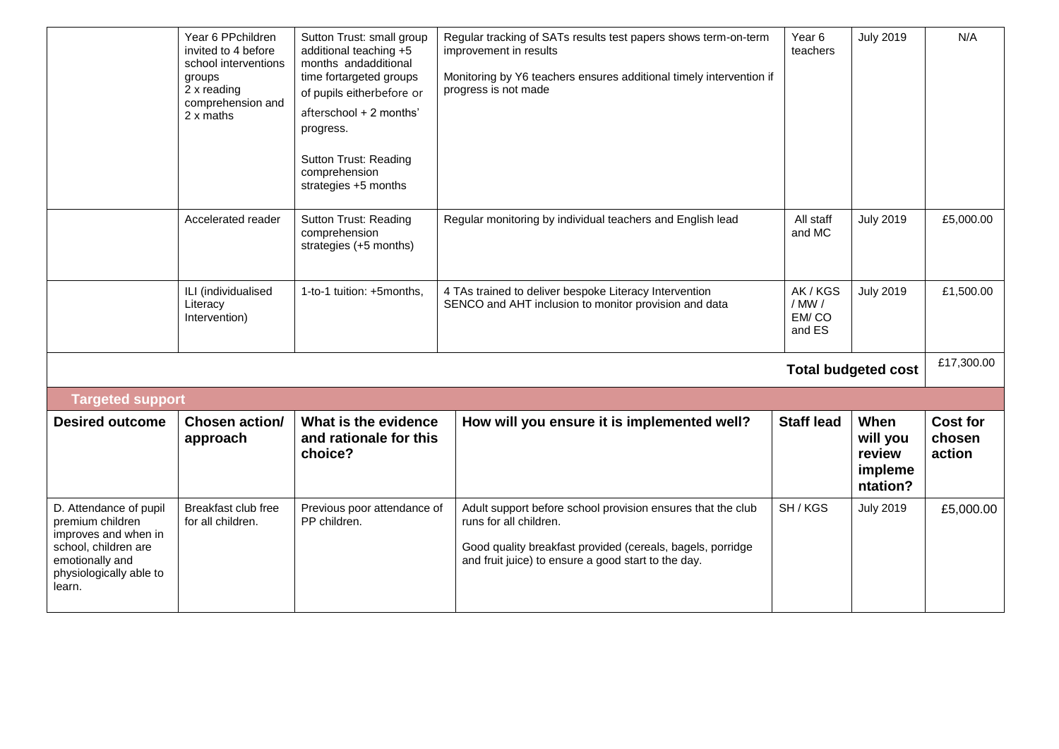| | | | | | | |
|---|---|---|---|---|---|---|
| | Year 6 PPchildren invited to 4 before school interventions groups 2 x reading comprehension and 2 x maths | Sutton Trust: small group additional teaching +5 months andadditional time fortargeted groups of pupils eitherbefore or afterschool + 2 months' progress.<br><br>Sutton Trust: Reading comprehension strategies +5 months | Regular tracking of SATs results test papers shows term-on-term improvement in results<br><br>Monitoring by Y6 teachers ensures additional timely intervention if progress is not made | Year 6 teachers | July 2019 | N/A |
| | Accelerated reader | Sutton Trust: Reading comprehension strategies (+5 months) | Regular monitoring by individual teachers and English lead | All staff and MC | July 2019 | £5,000.00 |
| | ILI (individualised Literacy Intervention) | 1-to-1 tuition: +5months, | 4 TAs trained to deliver bespoke Literacy Intervention SENCO and AHT inclusion to monitor provision and data | AK / KGS / MW / EM/ CO and ES | July 2019 | £1,500.00 |
| | | | | | **Total budgeted cost** | £17,300.00 |

**Targeted support**

| Desired outcome | Chosen action/ approach | What is the evidence and rationale for this choice? | How will you ensure it is implemented well? | Staff lead | When will you review implementation? | Cost for chosen action |
|---|---|---|---|---|---|---|
| D. Attendance of pupil premium children improves and when in school, children are emotionally and physiologically able to learn. | Breakfast club free for all children. | Previous poor attendance of PP children. | Adult support before school provision ensures that the club runs for all children.<br><br>Good quality breakfast provided (cereals, bagels, porridge and fruit juice) to ensure a good start to the day. | SH / KGS | July 2019 | £5,000.00 |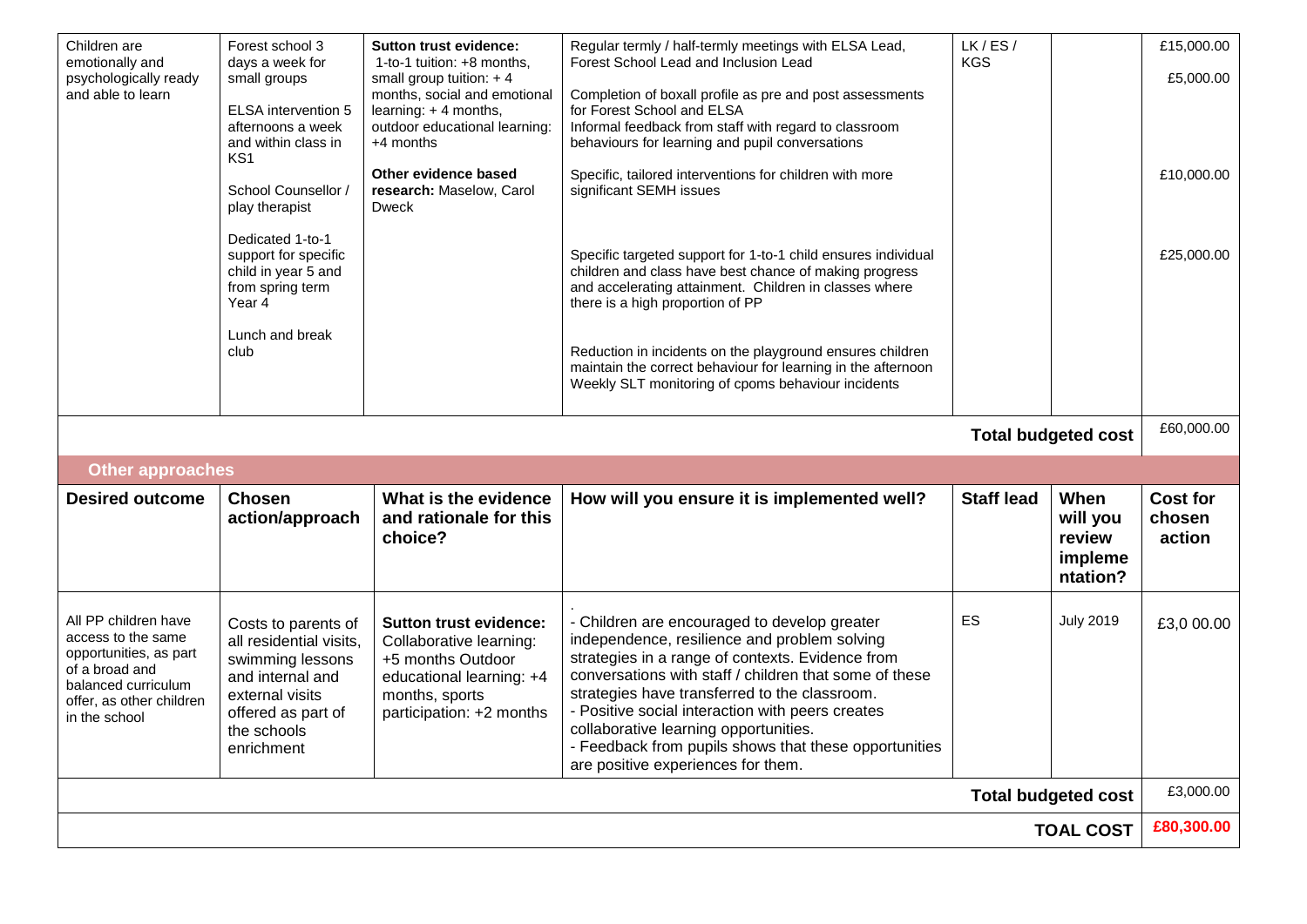| Children are emotionally and psychologically ready and able to learn | Forest school 3 days a week for small groups<br><br>ELSA intervention 5 afternoons a week and within class in KS1<br><br>School Counsellor / play therapist<br><br>Dedicated 1-to-1 support for specific child in year 5 and from spring term Year 4<br><br>Lunch and break club | **Sutton trust evidence:** 1-to-1 tuition: +8 months, small group tuition: + 4 months, social and emotional learning: + 4 months, outdoor educational learning: +4 months<br><br>**Other evidence based research:** Maselow, Carol Dweck | Regular termly / half-termly meetings with ELSA Lead, Forest School Lead and Inclusion Lead<br><br>Completion of boxall profile as pre and post assessments for Forest School and ELSA<br>Informal feedback from staff with regard to classroom behaviours for learning and pupil conversations<br><br>Specific, tailored interventions for children with more significant SEMH issues<br><br>Specific targeted support for 1-to-1 child ensures individual children and class have best chance of making progress and accelerating attainment. Children in classes where there is a high proportion of PP<br><br>Reduction in incidents on the playground ensures children maintain the correct behaviour for learning in the afternoon<br>Weekly SLT monitoring of cpoms behaviour incidents | LK / ES / KGS | | £15,000.00<br>£5,000.00<br><br>£10,000.00<br><br>£25,000.00 |
|---|---|---|---|---|---|---|
| | | | | | **Total budgeted cost** | £60,000.00 |
| **Other approaches** | | | | | | |
| **Desired outcome** | **Chosen action/approach** | **What is the evidence and rationale for this choice?** | **How will you ensure it is implemented well?** | **Staff lead** | **When will you review implementation?** | **Cost for chosen action** |
| All PP children have access to the same opportunities, as part of a broad and balanced curriculum offer, as other children in the school | Costs to parents of all residential visits, swimming lessons and internal and external visits offered as part of the schools enrichment | **Sutton trust evidence:** Collaborative learning: +5 months Outdoor educational learning: +4 months, sports participation: +2 months | .<br>- Children are encouraged to develop greater independence, resilience and problem solving strategies in a range of contexts. Evidence from conversations with staff / children that some of these strategies have transferred to the classroom.<br>- Positive social interaction with peers creates collaborative learning opportunities.<br>- Feedback from pupils shows that these opportunities are positive experiences for them. | ES | July 2019 | £3,0 00.00 |
| | | | | | **Total budgeted cost** | £3,000.00 |
| | | | | | **TOAL COST** | **£80,300.00** |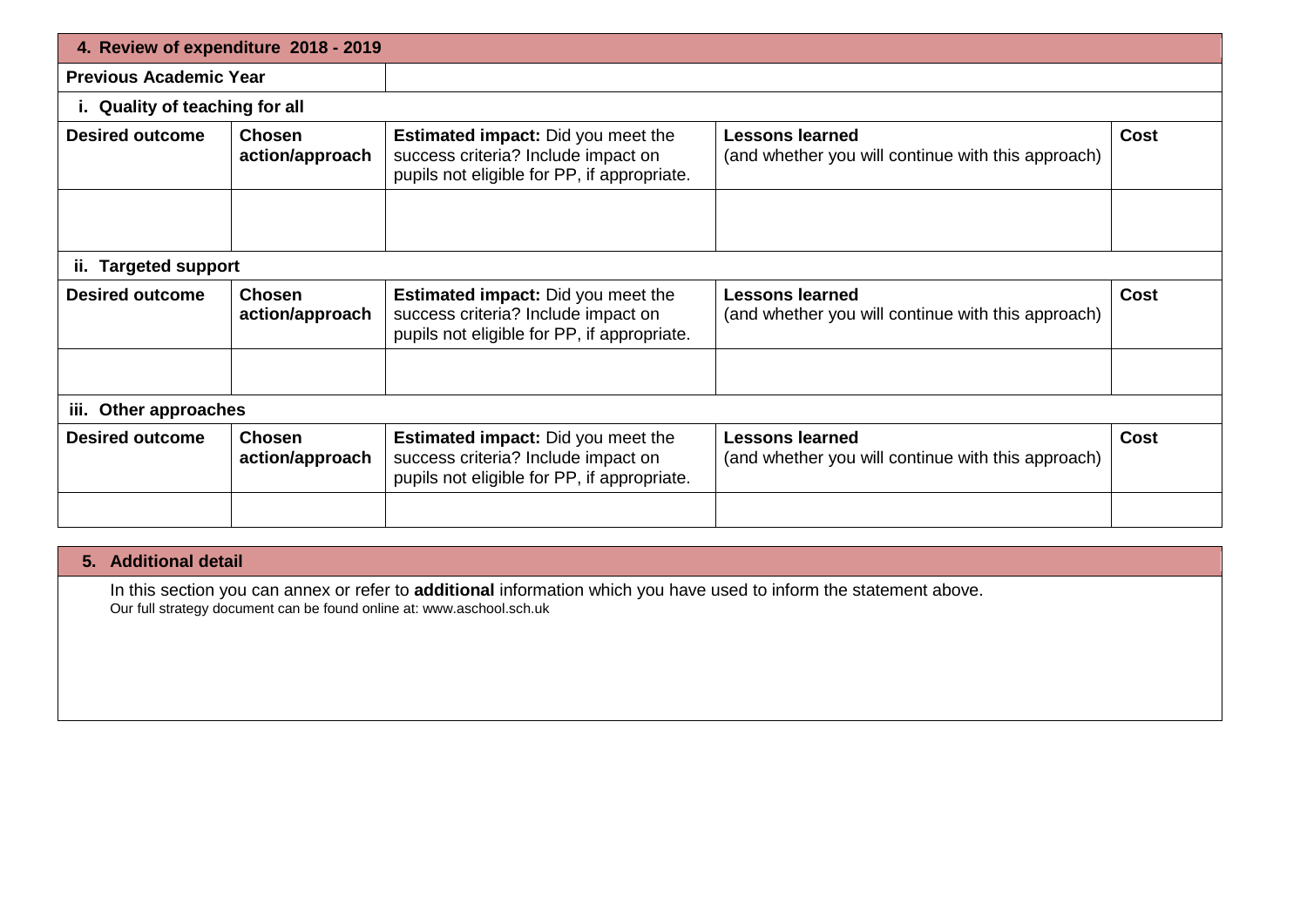## 4. Review of expenditure 2018 - 2019

| | | | | |
|---|---|---|---|---|
| **Previous Academic Year** | | | | |
| **i. Quality of teaching for all** | | | | |
| **Desired outcome** | **Chosen action/approach** | **Estimated impact:** Did you meet the success criteria? Include impact on pupils not eligible for PP, if appropriate. | **Lessons learned** (and whether you will continue with this approach) | **Cost** |
| | | | | |
| **ii. Targeted support** | | | | |
| **Desired outcome** | **Chosen action/approach** | **Estimated impact:** Did you meet the success criteria? Include impact on pupils not eligible for PP, if appropriate. | **Lessons learned** (and whether you will continue with this approach) | **Cost** |
| | | | | |
| **iii. Other approaches** | | | | |
| **Desired outcome** | **Chosen action/approach** | **Estimated impact:** Did you meet the success criteria? Include impact on pupils not eligible for PP, if appropriate. | **Lessons learned** (and whether you will continue with this approach) | **Cost** |
| | | | | |

## 5. Additional detail

In this section you can annex or refer to **additional** information which you have used to inform the statement above.

Our full strategy document can be found online at: www.aschool.sch.uk